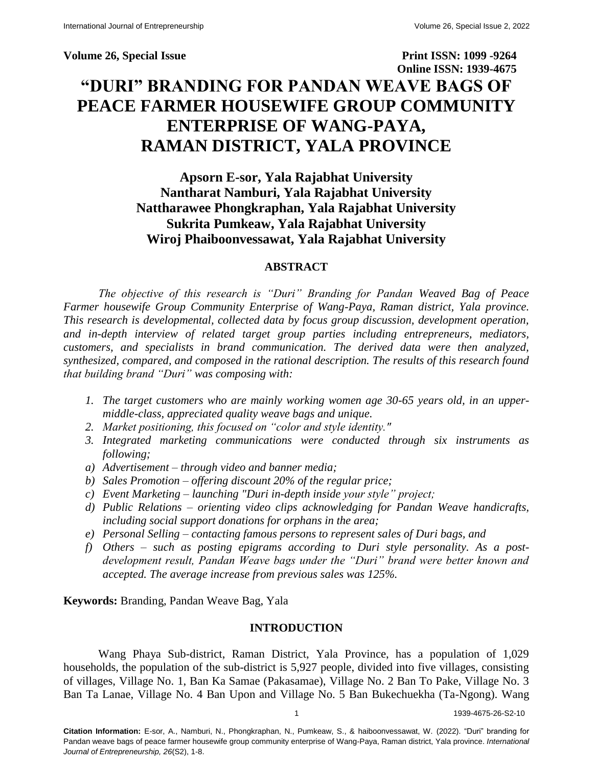**Volume 26, Special Issue** **Print ISSN: 1099 -9264**
**Online ISSN: 1939-4675**

# "DURI" BRANDING FOR PANDAN WEAVE BAGS OF PEACE FARMER HOUSEWIFE GROUP COMMUNITY ENTERPRISE OF WANG-PAYA, RAMAN DISTRICT, YALA PROVINCE

**Apsorn E-sor, Yala Rajabhat University**
**Nantharat Namburi, Yala Rajabhat University**
**Nattharawee Phongkraphan, Yala Rajabhat University**
**Sukrita Pumkeaw, Yala Rajabhat University**
**Wiroj Phaiboonvessawat, Yala Rajabhat University**

## ABSTRACT

*The objective of this research is "Duri" Branding for Pandan Weaved Bag of Peace Farmer housewife Group Community Enterprise of Wang-Paya, Raman district, Yala province. This research is developmental, collected data by focus group discussion, development operation, and in-depth interview of related target group parties including entrepreneurs, mediators, customers, and specialists in brand communication. The derived data were then analyzed, synthesized, compared, and composed in the rational description. The results of this research found that building brand "Duri" was composing with:*

1. *The target customers who are mainly working women age 30-65 years old, in an upper-middle-class, appreciated quality weave bags and unique.*
2. *Market positioning, this focused on "color and style identity."*
3. *Integrated marketing communications were conducted through six instruments as following;*

a) *Advertisement – through video and banner media;*
b) *Sales Promotion – offering discount 20% of the regular price;*
c) *Event Marketing – launching "Duri in-depth inside your style" project;*
d) *Public Relations – orienting video clips acknowledging for Pandan Weave handicrafts, including social support donations for orphans in the area;*
e) *Personal Selling – contacting famous persons to represent sales of Duri bags, and*
f) *Others – such as posting epigrams according to Duri style personality. As a post-development result, Pandan Weave bags under the "Duri" brand were better known and accepted. The average increase from previous sales was 125%.*

**Keywords:** Branding, Pandan Weave Bag, Yala

## INTRODUCTION

Wang Phaya Sub-district, Raman District, Yala Province, has a population of 1,029 households, the population of the sub-district is 5,927 people, divided into five villages, consisting of villages, Village No. 1, Ban Ka Samae (Pakasamae), Village No. 2 Ban To Pake, Village No. 3 Ban Ta Lanae, Village No. 4 Ban Upon and Village No. 5 Ban Bukechuekha (Ta-Ngong). Wang

**Citation Information:** E-sor, A., Namburi, N., Phongkraphan, N., Pumkeaw, S., & haiboonvessawat, W. (2022). "Duri" branding for Pandan weave bags of peace farmer housewife group community enterprise of Wang-Paya, Raman district, Yala province. *International Journal of Entrepreneurship, 26*(S2), 1-8.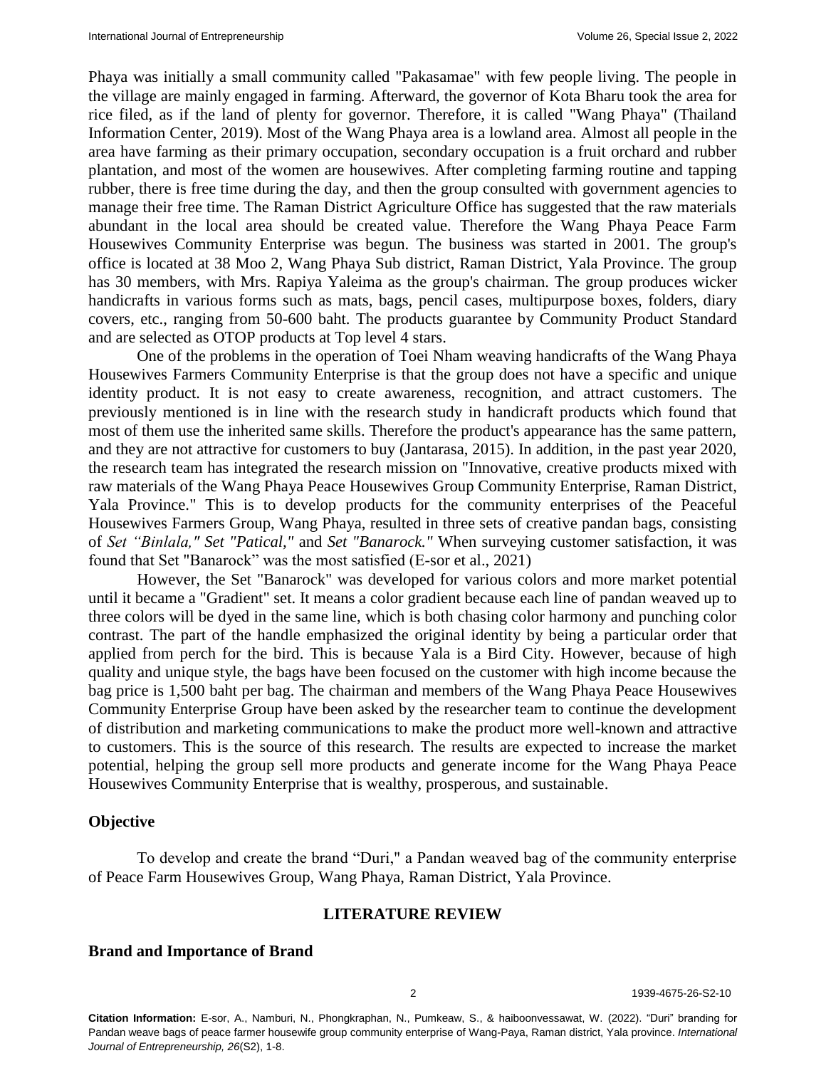Phaya was initially a small community called "Pakasamae" with few people living. The people in the village are mainly engaged in farming. Afterward, the governor of Kota Bharu took the area for rice filed, as if the land of plenty for governor. Therefore, it is called "Wang Phaya" (Thailand Information Center, 2019). Most of the Wang Phaya area is a lowland area. Almost all people in the area have farming as their primary occupation, secondary occupation is a fruit orchard and rubber plantation, and most of the women are housewives. After completing farming routine and tapping rubber, there is free time during the day, and then the group consulted with government agencies to manage their free time. The Raman District Agriculture Office has suggested that the raw materials abundant in the local area should be created value. Therefore the Wang Phaya Peace Farm Housewives Community Enterprise was begun. The business was started in 2001. The group's office is located at 38 Moo 2, Wang Phaya Sub district, Raman District, Yala Province. The group has 30 members, with Mrs. Rapiya Yaleima as the group's chairman. The group produces wicker handicrafts in various forms such as mats, bags, pencil cases, multipurpose boxes, folders, diary covers, etc., ranging from 50-600 baht. The products guarantee by Community Product Standard and are selected as OTOP products at Top level 4 stars.

One of the problems in the operation of Toei Nham weaving handicrafts of the Wang Phaya Housewives Farmers Community Enterprise is that the group does not have a specific and unique identity product. It is not easy to create awareness, recognition, and attract customers. The previously mentioned is in line with the research study in handicraft products which found that most of them use the inherited same skills. Therefore the product's appearance has the same pattern, and they are not attractive for customers to buy (Jantarasa, 2015). In addition, in the past year 2020, the research team has integrated the research mission on "Innovative, creative products mixed with raw materials of the Wang Phaya Peace Housewives Group Community Enterprise, Raman District, Yala Province." This is to develop products for the community enterprises of the Peaceful Housewives Farmers Group, Wang Phaya, resulted in three sets of creative pandan bags, consisting of *Set "Binlala," Set "Patical,"* and *Set "Banarock."* When surveying customer satisfaction, it was found that Set "Banarock" was the most satisfied (E-sor et al., 2021)

However, the Set "Banarock" was developed for various colors and more market potential until it became a "Gradient" set. It means a color gradient because each line of pandan weaved up to three colors will be dyed in the same line, which is both chasing color harmony and punching color contrast. The part of the handle emphasized the original identity by being a particular order that applied from perch for the bird. This is because Yala is a Bird City. However, because of high quality and unique style, the bags have been focused on the customer with high income because the bag price is 1,500 baht per bag. The chairman and members of the Wang Phaya Peace Housewives Community Enterprise Group have been asked by the researcher team to continue the development of distribution and marketing communications to make the product more well-known and attractive to customers. This is the source of this research. The results are expected to increase the market potential, helping the group sell more products and generate income for the Wang Phaya Peace Housewives Community Enterprise that is wealthy, prosperous, and sustainable.

## Objective

To develop and create the brand "Duri," a Pandan weaved bag of the community enterprise of Peace Farm Housewives Group, Wang Phaya, Raman District, Yala Province.

## LITERATURE REVIEW

### Brand and Importance of Brand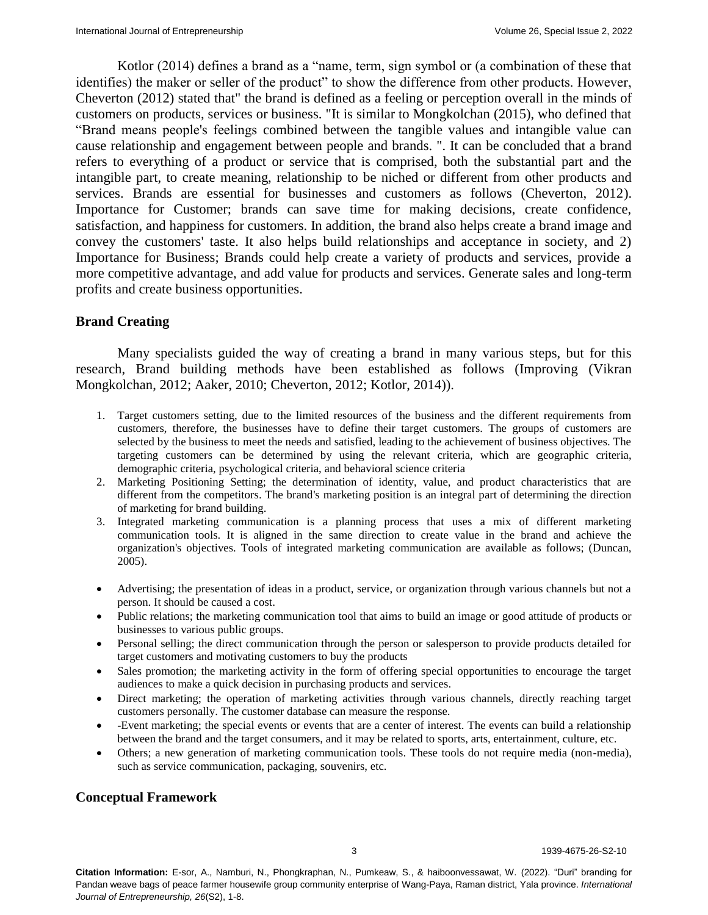Kotlor (2014) defines a brand as a "name, term, sign symbol or (a combination of these that identifies) the maker or seller of the product" to show the difference from other products. However, Cheverton (2012) stated that" the brand is defined as a feeling or perception overall in the minds of customers on products, services or business. "It is similar to Mongkolchan (2015), who defined that "Brand means people's feelings combined between the tangible values and intangible value can cause relationship and engagement between people and brands. ". It can be concluded that a brand refers to everything of a product or service that is comprised, both the substantial part and the intangible part, to create meaning, relationship to be niched or different from other products and services. Brands are essential for businesses and customers as follows (Cheverton, 2012). Importance for Customer; brands can save time for making decisions, create confidence, satisfaction, and happiness for customers. In addition, the brand also helps create a brand image and convey the customers' taste. It also helps build relationships and acceptance in society, and 2) Importance for Business; Brands could help create a variety of products and services, provide a more competitive advantage, and add value for products and services. Generate sales and long-term profits and create business opportunities.

## Brand Creating

Many specialists guided the way of creating a brand in many various steps, but for this research, Brand building methods have been established as follows (Improving (Vikran Mongkolchan, 2012; Aaker, 2010; Cheverton, 2012; Kotlor, 2014)).

1. Target customers setting, due to the limited resources of the business and the different requirements from customers, therefore, the businesses have to define their target customers. The groups of customers are selected by the business to meet the needs and satisfied, leading to the achievement of business objectives. The targeting customers can be determined by using the relevant criteria, which are geographic criteria, demographic criteria, psychological criteria, and behavioral science criteria
2. Marketing Positioning Setting; the determination of identity, value, and product characteristics that are different from the competitors. The brand's marketing position is an integral part of determining the direction of marketing for brand building.
3. Integrated marketing communication is a planning process that uses a mix of different marketing communication tools. It is aligned in the same direction to create value in the brand and achieve the organization's objectives. Tools of integrated marketing communication are available as follows; (Duncan, 2005).

- Advertising; the presentation of ideas in a product, service, or organization through various channels but not a person. It should be caused a cost.
- Public relations; the marketing communication tool that aims to build an image or good attitude of products or businesses to various public groups.
- Personal selling; the direct communication through the person or salesperson to provide products detailed for target customers and motivating customers to buy the products
- Sales promotion; the marketing activity in the form of offering special opportunities to encourage the target audiences to make a quick decision in purchasing products and services.
- Direct marketing; the operation of marketing activities through various channels, directly reaching target customers personally. The customer database can measure the response.
- -Event marketing; the special events or events that are a center of interest. The events can build a relationship between the brand and the target consumers, and it may be related to sports, arts, entertainment, culture, etc.
- Others; a new generation of marketing communication tools. These tools do not require media (non-media), such as service communication, packaging, souvenirs, etc.

## Conceptual Framework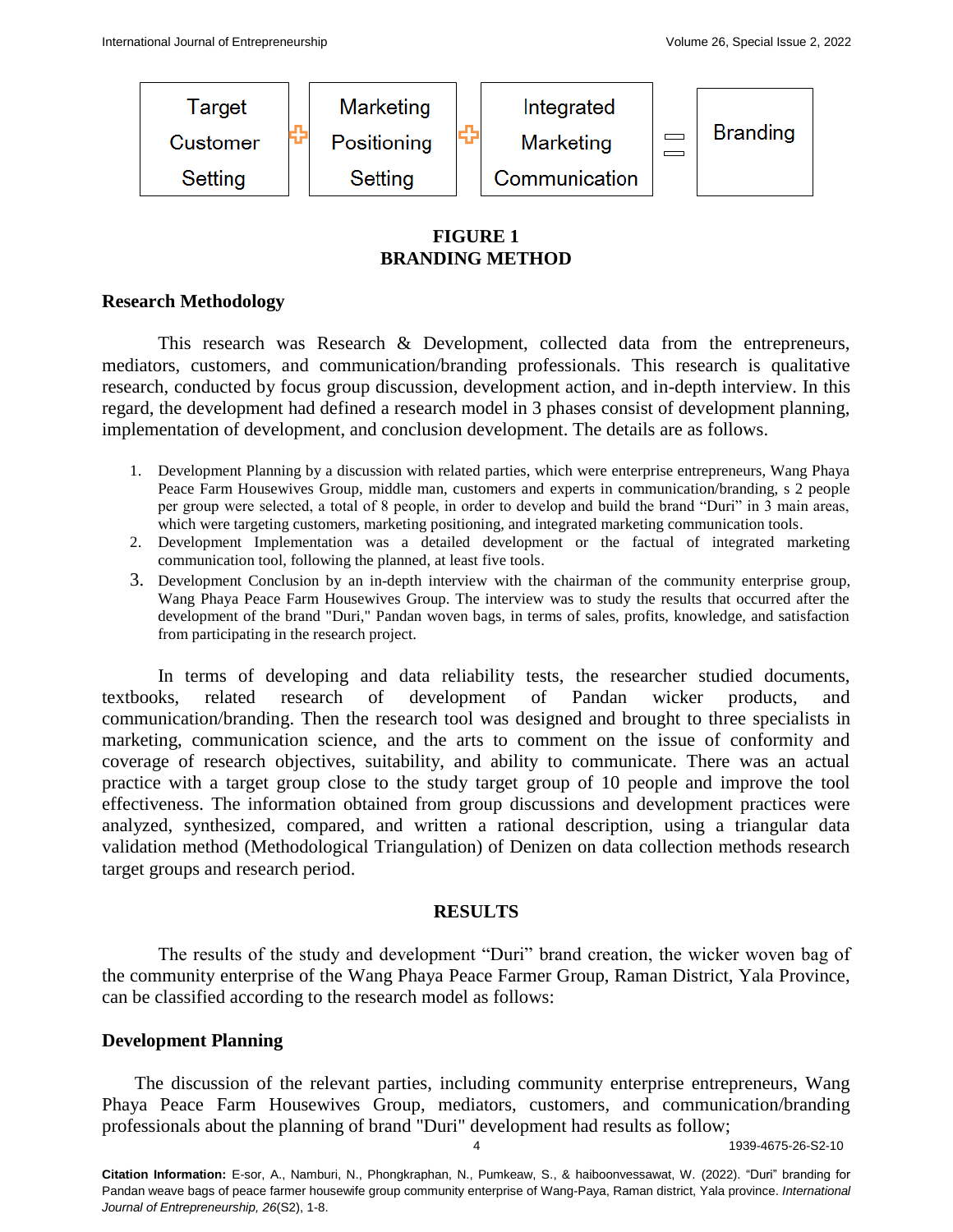| Target Customer Setting | + | Marketing Positioning Setting | + | Integrated Marketing Communication | = | Branding |
|---|---|---|---|---|---|---|

**FIGURE 1**
**BRANDING METHOD**

## Research Methodology

This research was Research & Development, collected data from the entrepreneurs, mediators, customers, and communication/branding professionals. This research is qualitative research, conducted by focus group discussion, development action, and in-depth interview. In this regard, the development had defined a research model in 3 phases consist of development planning, implementation of development, and conclusion development. The details are as follows.

1. Development Planning by a discussion with related parties, which were enterprise entrepreneurs, Wang Phaya Peace Farm Housewives Group, middle man, customers and experts in communication/branding, s 2 people per group were selected, a total of 8 people, in order to develop and build the brand "Duri" in 3 main areas, which were targeting customers, marketing positioning, and integrated marketing communication tools.
2. Development Implementation was a detailed development or the factual of integrated marketing communication tool, following the planned, at least five tools.
3. Development Conclusion by an in-depth interview with the chairman of the community enterprise group, Wang Phaya Peace Farm Housewives Group. The interview was to study the results that occurred after the development of the brand "Duri," Pandan woven bags, in terms of sales, profits, knowledge, and satisfaction from participating in the research project.

In terms of developing and data reliability tests, the researcher studied documents, textbooks, related research of development of Pandan wicker products, and communication/branding. Then the research tool was designed and brought to three specialists in marketing, communication science, and the arts to comment on the issue of conformity and coverage of research objectives, suitability, and ability to communicate. There was an actual practice with a target group close to the study target group of 10 people and improve the tool effectiveness. The information obtained from group discussions and development practices were analyzed, synthesized, compared, and written a rational description, using a triangular data validation method (Methodological Triangulation) of Denizen on data collection methods research target groups and research period.

## RESULTS

The results of the study and development "Duri" brand creation, the wicker woven bag of the community enterprise of the Wang Phaya Peace Farmer Group, Raman District, Yala Province, can be classified according to the research model as follows:

### Development Planning

The discussion of the relevant parties, including community enterprise entrepreneurs, Wang Phaya Peace Farm Housewives Group, mediators, customers, and communication/branding professionals about the planning of brand "Duri" development had results as follow;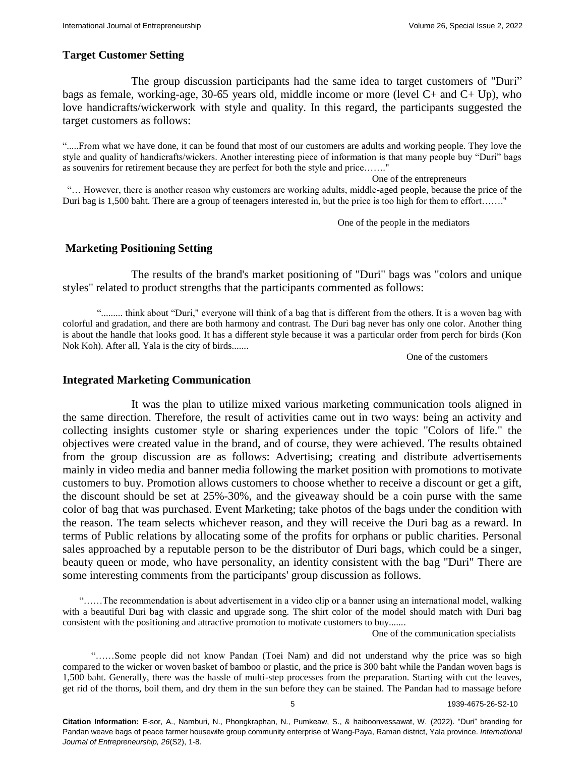## Target Customer Setting

The group discussion participants had the same idea to target customers of "Duri" bags as female, working-age, 30-65 years old, middle income or more (level C+ and C+ Up), who love handicrafts/wickerwork with style and quality. In this regard, the participants suggested the target customers as follows:

> ".....From what we have done, it can be found that most of our customers are adults and working people. They love the style and quality of handicrafts/wickers. Another interesting piece of information is that many people buy "Duri" bags as souvenirs for retirement because they are perfect for both the style and price……."
>
> One of the entrepreneurs

> "… However, there is another reason why customers are working adults, middle-aged people, because the price of the Duri bag is 1,500 baht. There are a group of teenagers interested in, but the price is too high for them to effort……."
>
> One of the people in the mediators

## Marketing Positioning Setting

The results of the brand's market positioning of "Duri" bags was "colors and unique styles" related to product strengths that the participants commented as follows:

> "......... think about "Duri," everyone will think of a bag that is different from the others. It is a woven bag with colorful and gradation, and there are both harmony and contrast. The Duri bag never has only one color. Another thing is about the handle that looks good. It has a different style because it was a particular order from perch for birds (Kon Nok Koh). After all, Yala is the city of birds.......
>
> One of the customers

## Integrated Marketing Communication

It was the plan to utilize mixed various marketing communication tools aligned in the same direction. Therefore, the result of activities came out in two ways: being an activity and collecting insights customer style or sharing experiences under the topic "Colors of life." the objectives were created value in the brand, and of course, they were achieved. The results obtained from the group discussion are as follows: Advertising; creating and distribute advertisements mainly in video media and banner media following the market position with promotions to motivate customers to buy. Promotion allows customers to choose whether to receive a discount or get a gift, the discount should be set at 25%-30%, and the giveaway should be a coin purse with the same color of bag that was purchased. Event Marketing; take photos of the bags under the condition with the reason. The team selects whichever reason, and they will receive the Duri bag as a reward. In terms of Public relations by allocating some of the profits for orphans or public charities. Personal sales approached by a reputable person to be the distributor of Duri bags, which could be a singer, beauty queen or mode, who have personality, an identity consistent with the bag "Duri" There are some interesting comments from the participants' group discussion as follows.

> "……The recommendation is about advertisement in a video clip or a banner using an international model, walking with a beautiful Duri bag with classic and upgrade song. The shirt color of the model should match with Duri bag consistent with the positioning and attractive promotion to motivate customers to buy.......
>
> One of the communication specialists

> "……Some people did not know Pandan (Toei Nam) and did not understand why the price was so high compared to the wicker or woven basket of bamboo or plastic, and the price is 300 baht while the Pandan woven bags is 1,500 baht. Generally, there was the hassle of multi-step processes from the preparation. Starting with cut the leaves, get rid of the thorns, boil them, and dry them in the sun before they can be stained. The Pandan had to massage before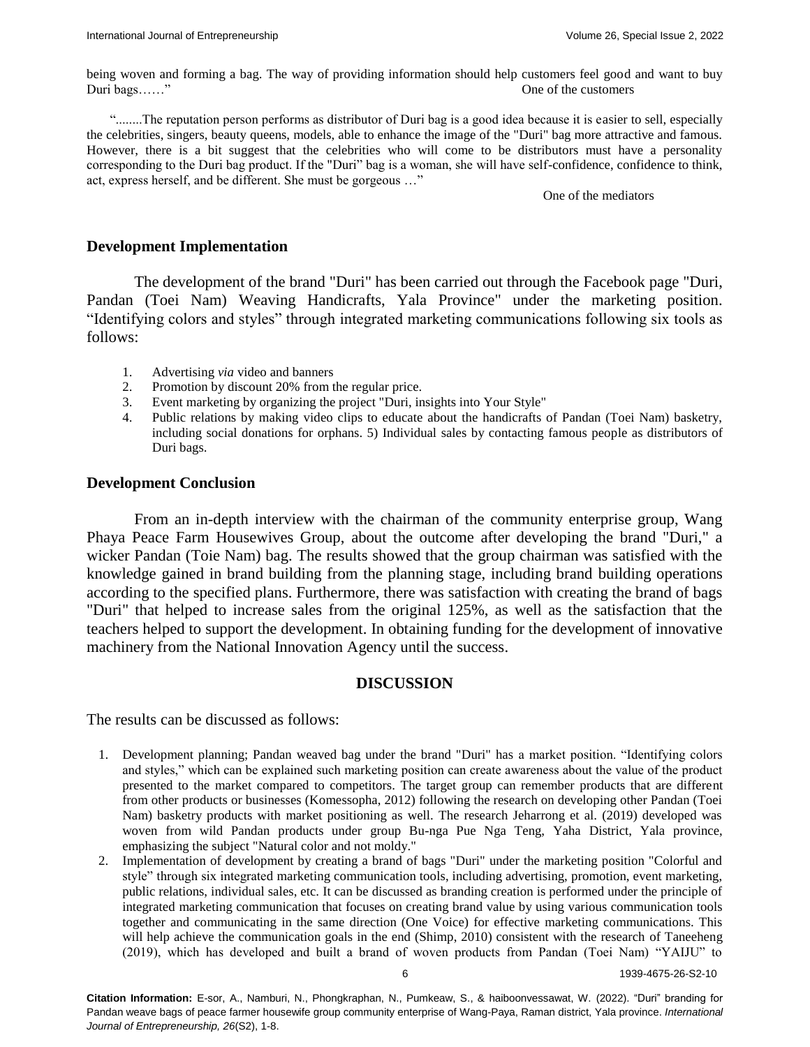being woven and forming a bag. The way of providing information should help customers feel good and want to buy Duri bags……"

One of the customers

"........The reputation person performs as distributor of Duri bag is a good idea because it is easier to sell, especially the celebrities, singers, beauty queens, models, able to enhance the image of the "Duri" bag more attractive and famous. However, there is a bit suggest that the celebrities who will come to be distributors must have a personality corresponding to the Duri bag product. If the "Duri" bag is a woman, she will have self-confidence, confidence to think, act, express herself, and be different. She must be gorgeous …"

One of the mediators

## Development Implementation

The development of the brand "Duri" has been carried out through the Facebook page "Duri, Pandan (Toei Nam) Weaving Handicrafts, Yala Province" under the marketing position. "Identifying colors and styles" through integrated marketing communications following six tools as follows:

1. Advertising *via* video and banners
2. Promotion by discount 20% from the regular price.
3. Event marketing by organizing the project "Duri, insights into Your Style"
4. Public relations by making video clips to educate about the handicrafts of Pandan (Toei Nam) basketry, including social donations for orphans. 5) Individual sales by contacting famous people as distributors of Duri bags.

## Development Conclusion

From an in-depth interview with the chairman of the community enterprise group, Wang Phaya Peace Farm Housewives Group, about the outcome after developing the brand "Duri," a wicker Pandan (Toie Nam) bag. The results showed that the group chairman was satisfied with the knowledge gained in brand building from the planning stage, including brand building operations according to the specified plans. Furthermore, there was satisfaction with creating the brand of bags "Duri" that helped to increase sales from the original 125%, as well as the satisfaction that the teachers helped to support the development. In obtaining funding for the development of innovative machinery from the National Innovation Agency until the success.

## DISCUSSION

The results can be discussed as follows:

1. Development planning; Pandan weaved bag under the brand "Duri" has a market position. "Identifying colors and styles," which can be explained such marketing position can create awareness about the value of the product presented to the market compared to competitors. The target group can remember products that are different from other products or businesses (Komessopha, 2012) following the research on developing other Pandan (Toei Nam) basketry products with market positioning as well. The research Jeharrong et al. (2019) developed was woven from wild Pandan products under group Bu-nga Pue Nga Teng, Yaha District, Yala province, emphasizing the subject "Natural color and not moldy."
2. Implementation of development by creating a brand of bags "Duri" under the marketing position "Colorful and style" through six integrated marketing communication tools, including advertising, promotion, event marketing, public relations, individual sales, etc. It can be discussed as branding creation is performed under the principle of integrated marketing communication that focuses on creating brand value by using various communication tools together and communicating in the same direction (One Voice) for effective marketing communications. This will help achieve the communication goals in the end (Shimp, 2010) consistent with the research of Taneeheng (2019), which has developed and built a brand of woven products from Pandan (Toei Nam) "YAIJU" to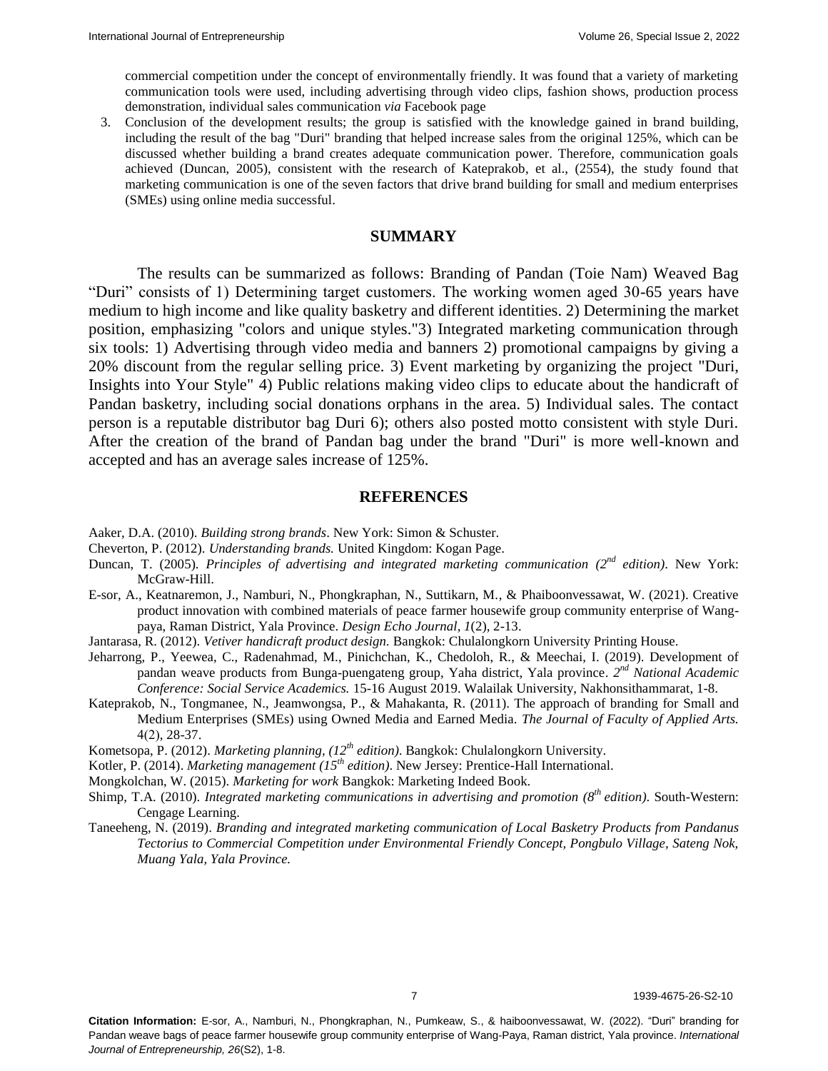commercial competition under the concept of environmentally friendly. It was found that a variety of marketing communication tools were used, including advertising through video clips, fashion shows, production process demonstration, individual sales communication *via* Facebook page

3. Conclusion of the development results; the group is satisfied with the knowledge gained in brand building, including the result of the bag "Duri" branding that helped increase sales from the original 125%, which can be discussed whether building a brand creates adequate communication power. Therefore, communication goals achieved (Duncan, 2005), consistent with the research of Kateprakob, et al., (2554), the study found that marketing communication is one of the seven factors that drive brand building for small and medium enterprises (SMEs) using online media successful.

## SUMMARY

The results can be summarized as follows: Branding of Pandan (Toie Nam) Weaved Bag "Duri" consists of 1) Determining target customers. The working women aged 30-65 years have medium to high income and like quality basketry and different identities. 2) Determining the market position, emphasizing "colors and unique styles."3) Integrated marketing communication through six tools: 1) Advertising through video media and banners 2) promotional campaigns by giving a 20% discount from the regular selling price. 3) Event marketing by organizing the project "Duri, Insights into Your Style" 4) Public relations making video clips to educate about the handicraft of Pandan basketry, including social donations orphans in the area. 5) Individual sales. The contact person is a reputable distributor bag Duri 6); others also posted motto consistent with style Duri. After the creation of the brand of Pandan bag under the brand "Duri" is more well-known and accepted and has an average sales increase of 125%.

## REFERENCES

Aaker, D.A. (2010). *Building strong brands*. New York: Simon & Schuster.

Cheverton, P. (2012). *Understanding brands.* United Kingdom: Kogan Page.

Duncan, T. (2005). *Principles of advertising and integrated marketing communication (2nd edition)*. New York: McGraw-Hill.

E-sor, A., Keatnaremon, J., Namburi, N., Phongkraphan, N., Suttikarn, M., & Phaiboonvessawat, W. (2021). Creative product innovation with combined materials of peace farmer housewife group community enterprise of Wang-paya, Raman District, Yala Province. *Design Echo Journal, 1*(2), 2-13.

Jantarasa, R. (2012). *Vetiver handicraft product design*. Bangkok: Chulalongkorn University Printing House.

Jeharrong, P., Yeewea, C., Radenahmad, M., Pinichchan, K., Chedoloh, R., & Meechai, I. (2019). Development of pandan weave products from Bunga-puengateng group, Yaha district, Yala province. *2nd National Academic Conference: Social Service Academics.* 15-16 August 2019. Walailak University, Nakhonsithammarat, 1-8.

Kateprakob, N., Tongmanee, N., Jeamwongsa, P., & Mahakanta, R. (2011). The approach of branding for Small and Medium Enterprises (SMEs) using Owned Media and Earned Media. *The Journal of Faculty of Applied Arts.* 4(2), 28-37.

Kometsopa, P. (2012). *Marketing planning, (12th edition).* Bangkok: Chulalongkorn University.

Kotler, P. (2014). *Marketing management (15th edition)*. New Jersey: Prentice-Hall International.

Mongkolchan, W. (2015). *Marketing for work* Bangkok: Marketing Indeed Book.

Shimp, T.A. (2010). *Integrated marketing communications in advertising and promotion (8th edition).* South-Western: Cengage Learning.

Taneeheng, N. (2019). *Branding and integrated marketing communication of Local Basketry Products from Pandanus Tectorius to Commercial Competition under Environmental Friendly Concept, Pongbulo Village, Sateng Nok, Muang Yala, Yala Province.*

**Citation Information:** E-sor, A., Namburi, N., Phongkraphan, N., Pumkeaw, S., & haiboonvessawat, W. (2022). "Duri" branding for Pandan weave bags of peace farmer housewife group community enterprise of Wang-Paya, Raman district, Yala province. *International Journal of Entrepreneurship, 26*(S2), 1-8.